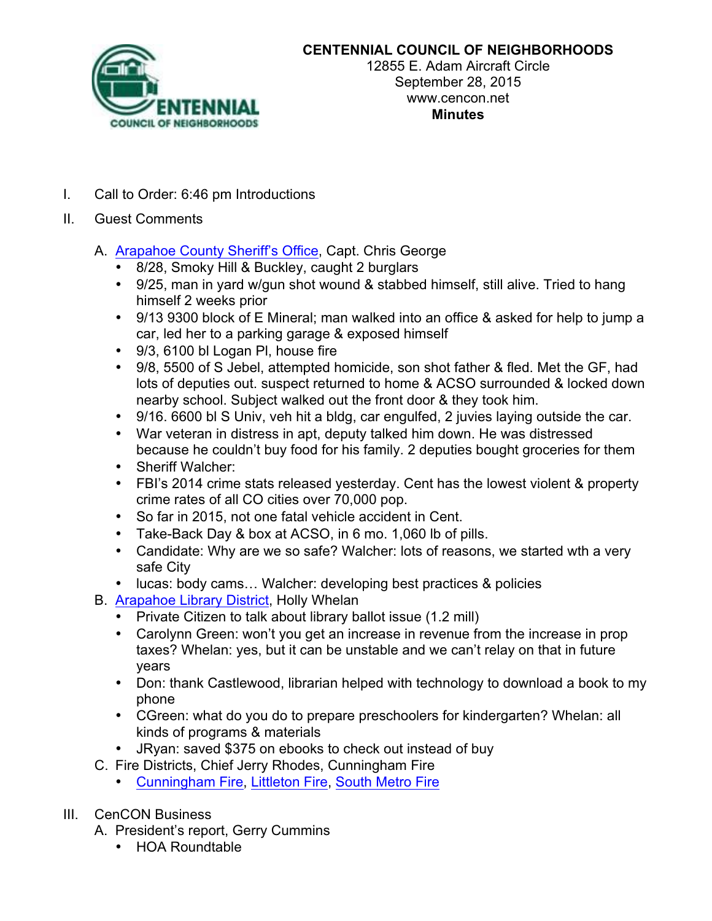# CENTENNIAL COUNCIL OF NEIGHBORHOODS

12855 E. Adam Aircraft Circle
September 28, 2015
www.cencon.net
**Minutes**

I. Call to Order: 6:46 pm Introductions

II. Guest Comments

A. Arapahoe County Sheriff's Office, Capt. Chris George
- 8/28, Smoky Hill & Buckley, caught 2 burglars
- 9/25, man in yard w/gun shot wound & stabbed himself, still alive. Tried to hang himself 2 weeks prior
- 9/13 9300 block of E Mineral; man walked into an office & asked for help to jump a car, led her to a parking garage & exposed himself
- 9/3, 6100 bl Logan Pl, house fire
- 9/8, 5500 of S Jebel, attempted homicide, son shot father & fled. Met the GF, had lots of deputies out. suspect returned to home & ACSO surrounded & locked down nearby school. Subject walked out the front door & they took him.
- 9/16. 6600 bl S Univ, veh hit a bldg, car engulfed, 2 juvies laying outside the car.
- War veteran in distress in apt, deputy talked him down. He was distressed because he couldn't buy food for his family. 2 deputies bought groceries for them
- Sheriff Walcher:
- FBI's 2014 crime stats released yesterday. Cent has the lowest violent & property crime rates of all CO cities over 70,000 pop.
- So far in 2015, not one fatal vehicle accident in Cent.
- Take-Back Day & box at ACSO, in 6 mo. 1,060 lb of pills.
- Candidate: Why are we so safe? Walcher: lots of reasons, we started wth a very safe City
- lucas: body cams… Walcher: developing best practices & policies

B. Arapahoe Library District, Holly Whelan
- Private Citizen to talk about library ballot issue (1.2 mill)
- Carolynn Green: won't you get an increase in revenue from the increase in prop taxes? Whelan: yes, but it can be unstable and we can't relay on that in future years
- Don: thank Castlewood, librarian helped with technology to download a book to my phone
- CGreen: what do you do to prepare preschoolers for kindergarten? Whelan: all kinds of programs & materials
- JRyan: saved $375 on ebooks to check out instead of buy

C. Fire Districts, Chief Jerry Rhodes, Cunningham Fire
- Cunningham Fire, Littleton Fire, South Metro Fire

III. CenCON Business

A. President's report, Gerry Cummins
- HOA Roundtable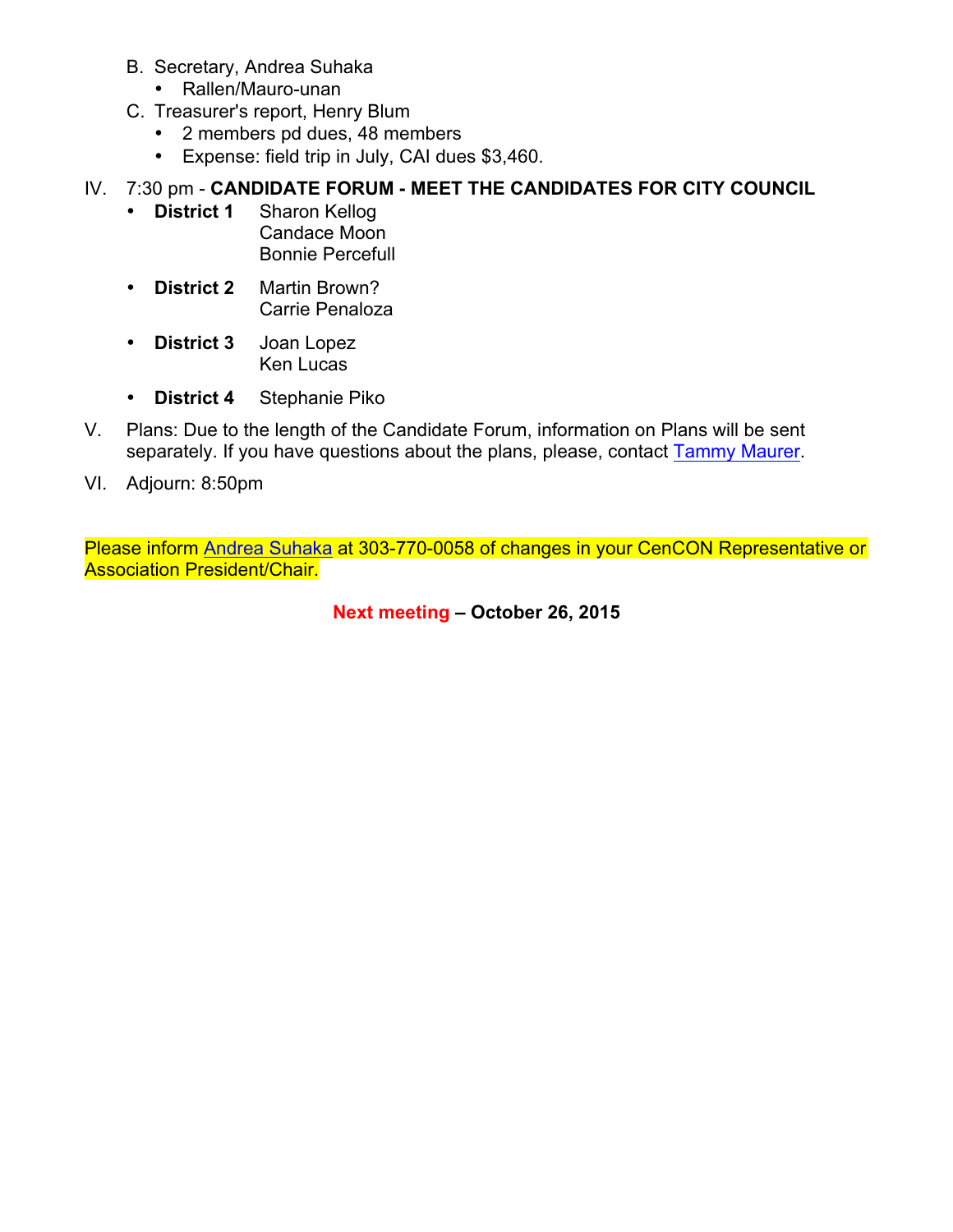B. Secretary, Andrea Suhaka
   - Rallen/Mauro-unan

C. Treasurer's report, Henry Blum
   - 2 members pd dues, 48 members
   - Expense: field trip in July, CAI dues $3,460.

IV. 7:30 pm - **CANDIDATE FORUM - MEET THE CANDIDATES FOR CITY COUNCIL**
   - **District 1** Sharon Kellog
     Candace Moon
     Bonnie Percefull
   - **District 2** Martin Brown?
     Carrie Penaloza
   - **District 3** Joan Lopez
     Ken Lucas
   - **District 4** Stephanie Piko

V. Plans: Due to the length of the Candidate Forum, information on Plans will be sent separately. If you have questions about the plans, please, contact Tammy Maurer.

VI. Adjourn: 8:50pm

Please inform Andrea Suhaka at 303-770-0058 of changes in your CenCON Representative or Association President/Chair.

**Next meeting – October 26, 2015**